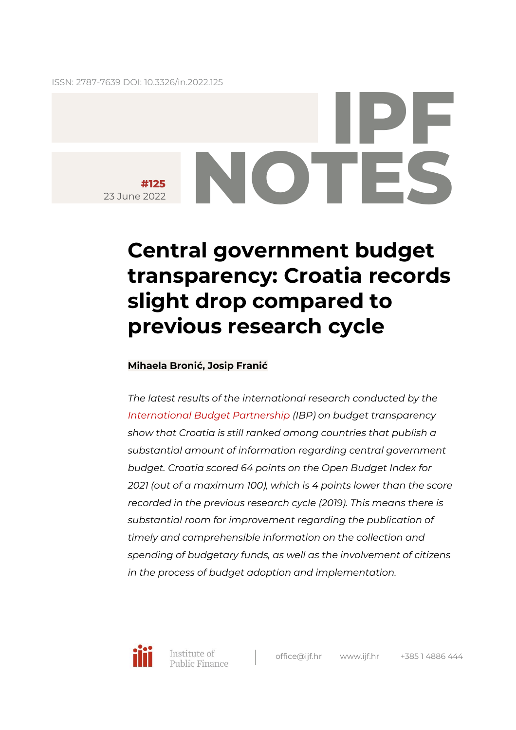ISSN: 2787-7639 DOI: 10.3326/in.2022.125

# IPF NOTES

**#125**
23 June 2022

# Central government budget transparency: Croatia records slight drop compared to previous research cycle

**Mihaela Bronić, Josip Franić**

*The latest results of the international research conducted by the International Budget Partnership (IBP) on budget transparency show that Croatia is still ranked among countries that publish a substantial amount of information regarding central government budget. Croatia scored 64 points on the Open Budget Index for 2021 (out of a maximum 100), which is 4 points lower than the score recorded in the previous research cycle (2019). This means there is substantial room for improvement regarding the publication of timely and comprehensible information on the collection and spending of budgetary funds, as well as the involvement of citizens in the process of budget adoption and implementation.*

Institute of Public Finance | office@ijf.hr | www.ijf.hr | +385 1 4886 444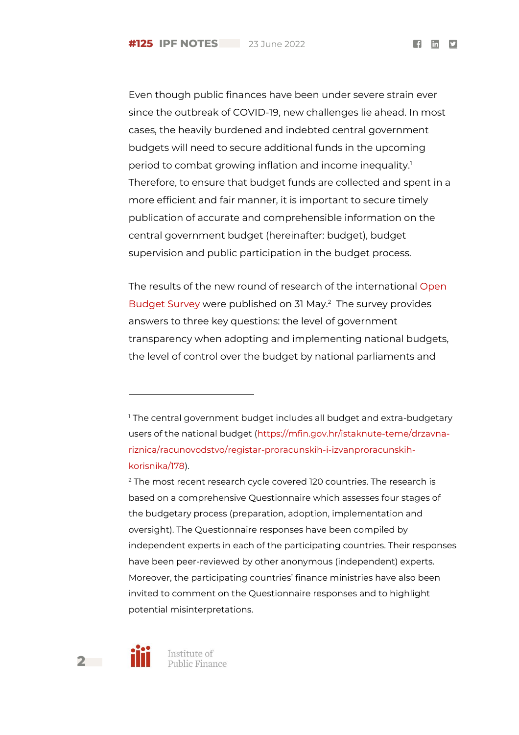Even though public finances have been under severe strain ever since the outbreak of COVID-19, new challenges lie ahead. In most cases, the heavily burdened and indebted central government budgets will need to secure additional funds in the upcoming period to combat growing inflation and income inequality.[1] Therefore, to ensure that budget funds are collected and spent in a more efficient and fair manner, it is important to secure timely publication of accurate and comprehensible information on the central government budget (hereinafter: budget), budget supervision and public participation in the budget process.

The results of the new round of research of the international Open Budget Survey were published on 31 May.[2] The survey provides answers to three key questions: the level of government transparency when adopting and implementing national budgets, the level of control over the budget by national parliaments and

---

[1] The central government budget includes all budget and extra-budgetary users of the national budget (https://mfin.gov.hr/istaknute-teme/drzavna-riznica/racunovodstvo/registar-proracunskih-i-izvanproracunskih-korisnika/178).

[2] The most recent research cycle covered 120 countries. The research is based on a comprehensive Questionnaire which assesses four stages of the budgetary process (preparation, adoption, implementation and oversight). The Questionnaire responses have been compiled by independent experts in each of the participating countries. Their responses have been peer-reviewed by other anonymous (independent) experts. Moreover, the participating countries' finance ministries have also been invited to comment on the Questionnaire responses and to highlight potential misinterpretations.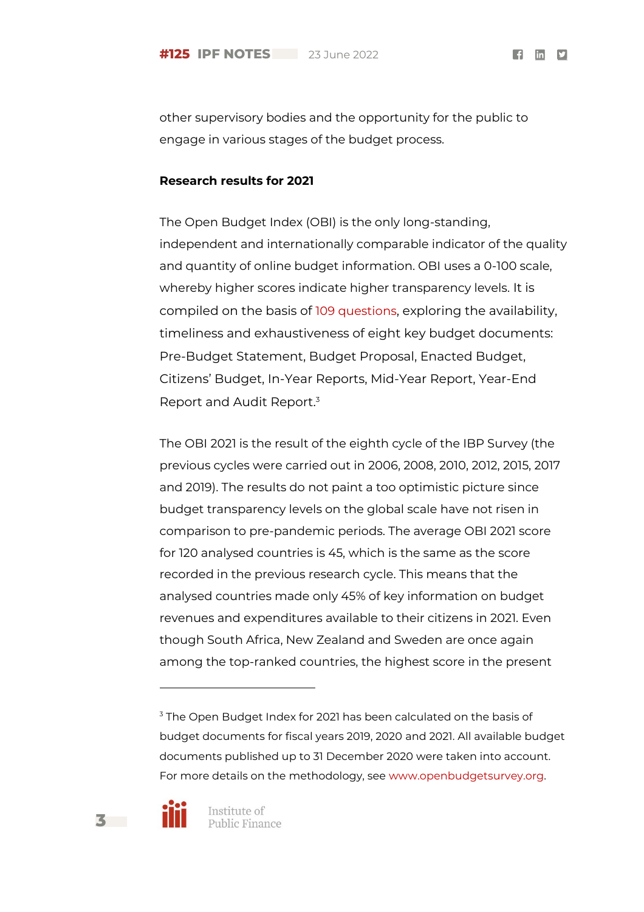other supervisory bodies and the opportunity for the public to engage in various stages of the budget process.

**Research results for 2021**

The Open Budget Index (OBI) is the only long-standing, independent and internationally comparable indicator of the quality and quantity of online budget information. OBI uses a 0-100 scale, whereby higher scores indicate higher transparency levels. It is compiled on the basis of 109 questions, exploring the availability, timeliness and exhaustiveness of eight key budget documents: Pre-Budget Statement, Budget Proposal, Enacted Budget, Citizens' Budget, In-Year Reports, Mid-Year Report, Year-End Report and Audit Report.[3]

The OBI 2021 is the result of the eighth cycle of the IBP Survey (the previous cycles were carried out in 2006, 2008, 2010, 2012, 2015, 2017 and 2019). The results do not paint a too optimistic picture since budget transparency levels on the global scale have not risen in comparison to pre-pandemic periods. The average OBI 2021 score for 120 analysed countries is 45, which is the same as the score recorded in the previous research cycle. This means that the analysed countries made only 45% of key information on budget revenues and expenditures available to their citizens in 2021. Even though South Africa, New Zealand and Sweden are once again among the top-ranked countries, the highest score in the present

---

[3] The Open Budget Index for 2021 has been calculated on the basis of budget documents for fiscal years 2019, 2020 and 2021. All available budget documents published up to 31 December 2020 were taken into account. For more details on the methodology, see www.openbudgetsurvey.org.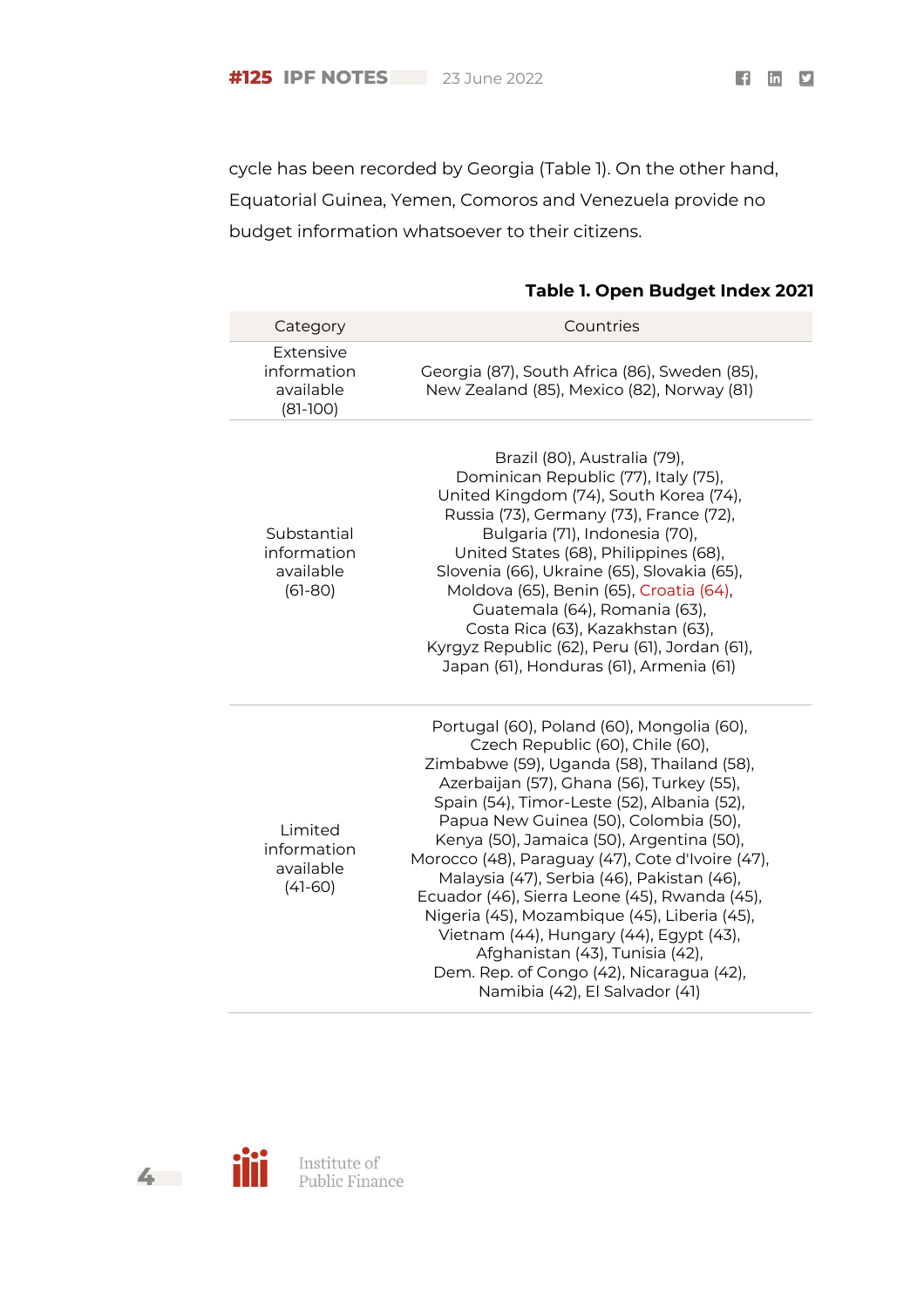cycle has been recorded by Georgia (Table 1). On the other hand, Equatorial Guinea, Yemen, Comoros and Venezuela provide no budget information whatsoever to their citizens.

**Table 1. Open Budget Index 2021**

| Category | Countries |
|---|---|
| Extensive information available (81-100) | Georgia (87), South Africa (86), Sweden (85), New Zealand (85), Mexico (82), Norway (81) |
| Substantial information available (61-80) | Brazil (80), Australia (79), Dominican Republic (77), Italy (75), United Kingdom (74), South Korea (74), Russia (73), Germany (73), France (72), Bulgaria (71), Indonesia (70), United States (68), Philippines (68), Slovenia (66), Ukraine (65), Slovakia (65), Moldova (65), Benin (65), Croatia (64), Guatemala (64), Romania (63), Costa Rica (63), Kazakhstan (63), Kyrgyz Republic (62), Peru (61), Jordan (61), Japan (61), Honduras (61), Armenia (61) |
| Limited information available (41-60) | Portugal (60), Poland (60), Mongolia (60), Czech Republic (60), Chile (60), Zimbabwe (59), Uganda (58), Thailand (58), Azerbaijan (57), Ghana (56), Turkey (55), Spain (54), Timor-Leste (52), Albania (52), Papua New Guinea (50), Colombia (50), Kenya (50), Jamaica (50), Argentina (50), Morocco (48), Paraguay (47), Cote d'Ivoire (47), Malaysia (47), Serbia (46), Pakistan (46), Ecuador (46), Sierra Leone (45), Rwanda (45), Nigeria (45), Mozambique (45), Liberia (45), Vietnam (44), Hungary (44), Egypt (43), Afghanistan (43), Tunisia (42), Dem. Rep. of Congo (42), Nicaragua (42), Namibia (42), El Salvador (41) |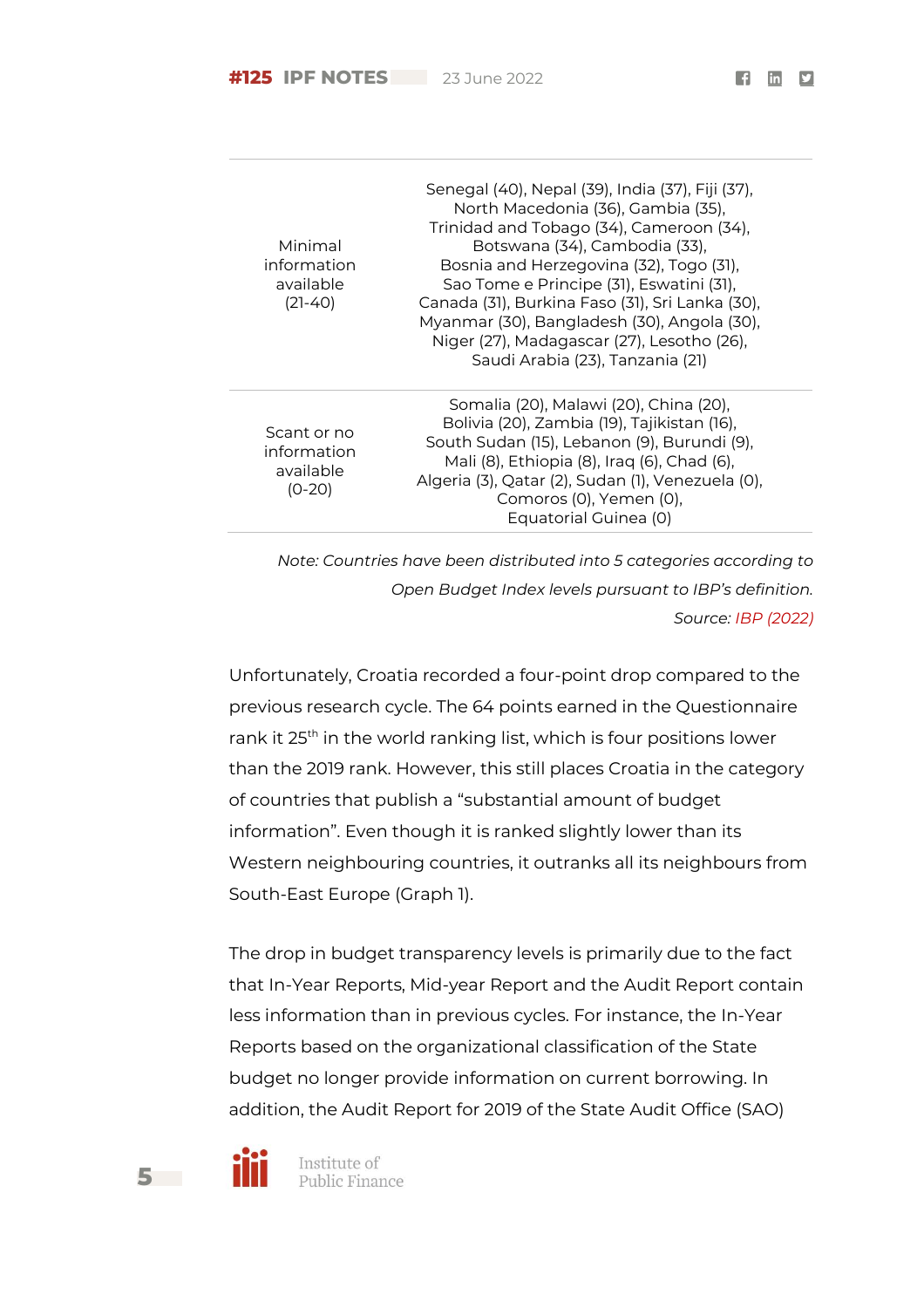| | |
|---|---|
| Minimal information available (21-40) | Senegal (40), Nepal (39), India (37), Fiji (37), North Macedonia (36), Gambia (35), Trinidad and Tobago (34), Cameroon (34), Botswana (34), Cambodia (33), Bosnia and Herzegovina (32), Togo (31), Sao Tome e Principe (31), Eswatini (31), Canada (31), Burkina Faso (31), Sri Lanka (30), Myanmar (30), Bangladesh (30), Angola (30), Niger (27), Madagascar (27), Lesotho (26), Saudi Arabia (23), Tanzania (21) |
| Scant or no information available (0-20) | Somalia (20), Malawi (20), China (20), Bolivia (20), Zambia (19), Tajikistan (16), South Sudan (15), Lebanon (9), Burundi (9), Mali (8), Ethiopia (8), Iraq (6), Chad (6), Algeria (3), Qatar (2), Sudan (1), Venezuela (0), Comoros (0), Yemen (0), Equatorial Guinea (0) |

*Note: Countries have been distributed into 5 categories according to Open Budget Index levels pursuant to IBP's definition.*

*Source: IBP (2022)*

Unfortunately, Croatia recorded a four-point drop compared to the previous research cycle. The 64 points earned in the Questionnaire rank it 25th in the world ranking list, which is four positions lower than the 2019 rank. However, this still places Croatia in the category of countries that publish a "substantial amount of budget information". Even though it is ranked slightly lower than its Western neighbouring countries, it outranks all its neighbours from South-East Europe (Graph 1).

The drop in budget transparency levels is primarily due to the fact that In-Year Reports, Mid-year Report and the Audit Report contain less information than in previous cycles. For instance, the In-Year Reports based on the organizational classification of the State budget no longer provide information on current borrowing. In addition, the Audit Report for 2019 of the State Audit Office (SAO)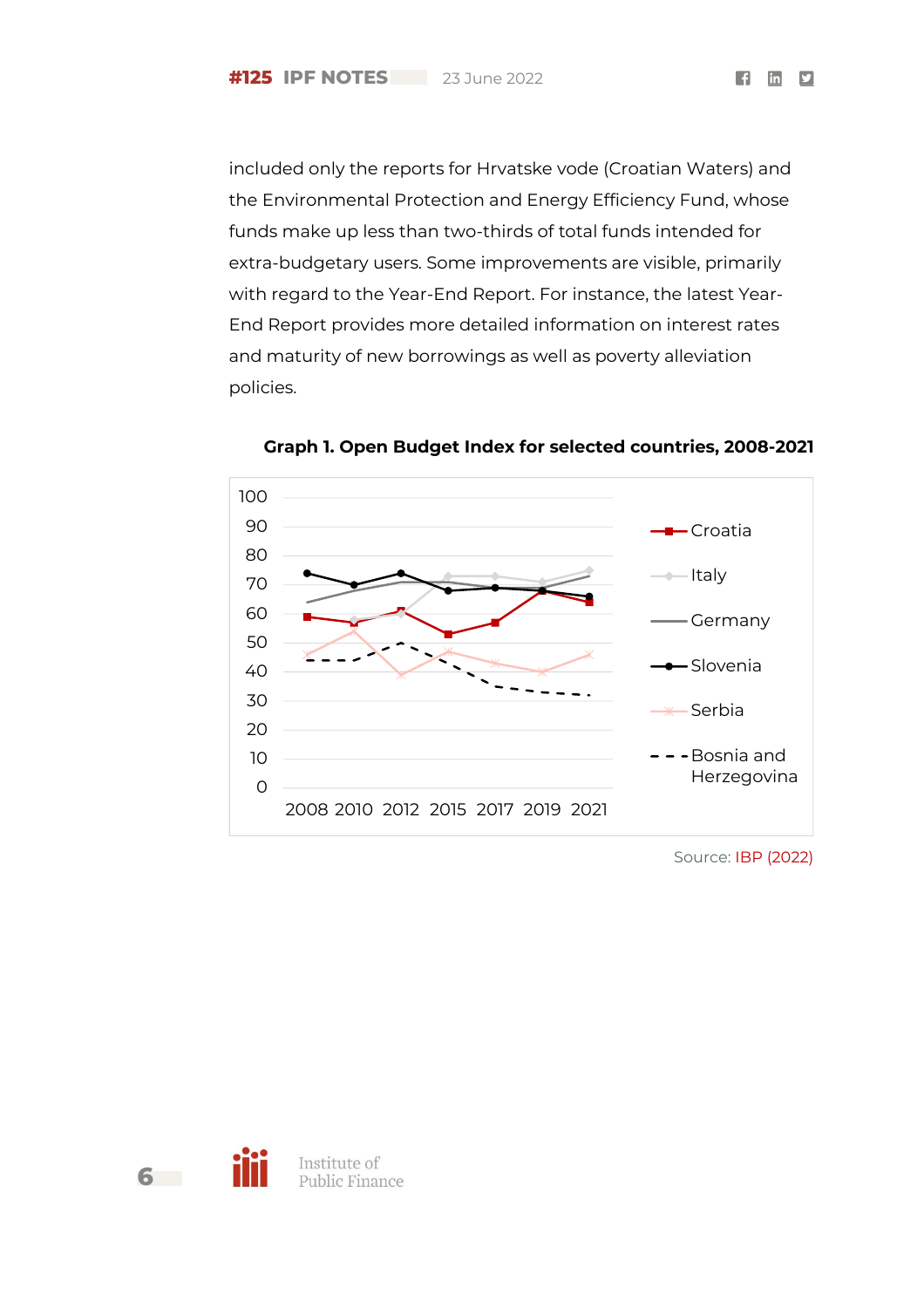included only the reports for Hrvatske vode (Croatian Waters) and the Environmental Protection and Energy Efficiency Fund, whose funds make up less than two-thirds of total funds intended for extra-budgetary users. Some improvements are visible, primarily with regard to the Year-End Report. For instance, the latest Year-End Report provides more detailed information on interest rates and maturity of new borrowings as well as poverty alleviation policies.

**Graph 1. Open Budget Index for selected countries, 2008-2021**

Source: IBP (2022)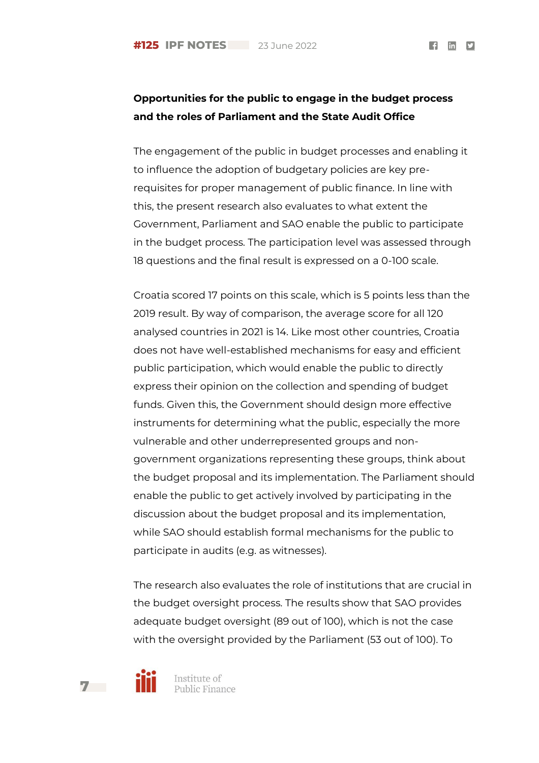**Opportunities for the public to engage in the budget process and the roles of Parliament and the State Audit Office**

The engagement of the public in budget processes and enabling it to influence the adoption of budgetary policies are key pre-requisites for proper management of public finance. In line with this, the present research also evaluates to what extent the Government, Parliament and SAO enable the public to participate in the budget process. The participation level was assessed through 18 questions and the final result is expressed on a 0-100 scale.

Croatia scored 17 points on this scale, which is 5 points less than the 2019 result. By way of comparison, the average score for all 120 analysed countries in 2021 is 14. Like most other countries, Croatia does not have well-established mechanisms for easy and efficient public participation, which would enable the public to directly express their opinion on the collection and spending of budget funds. Given this, the Government should design more effective instruments for determining what the public, especially the more vulnerable and other underrepresented groups and non-government organizations representing these groups, think about the budget proposal and its implementation. The Parliament should enable the public to get actively involved by participating in the discussion about the budget proposal and its implementation, while SAO should establish formal mechanisms for the public to participate in audits (e.g. as witnesses).

The research also evaluates the role of institutions that are crucial in the budget oversight process. The results show that SAO provides adequate budget oversight (89 out of 100), which is not the case with the oversight provided by the Parliament (53 out of 100). To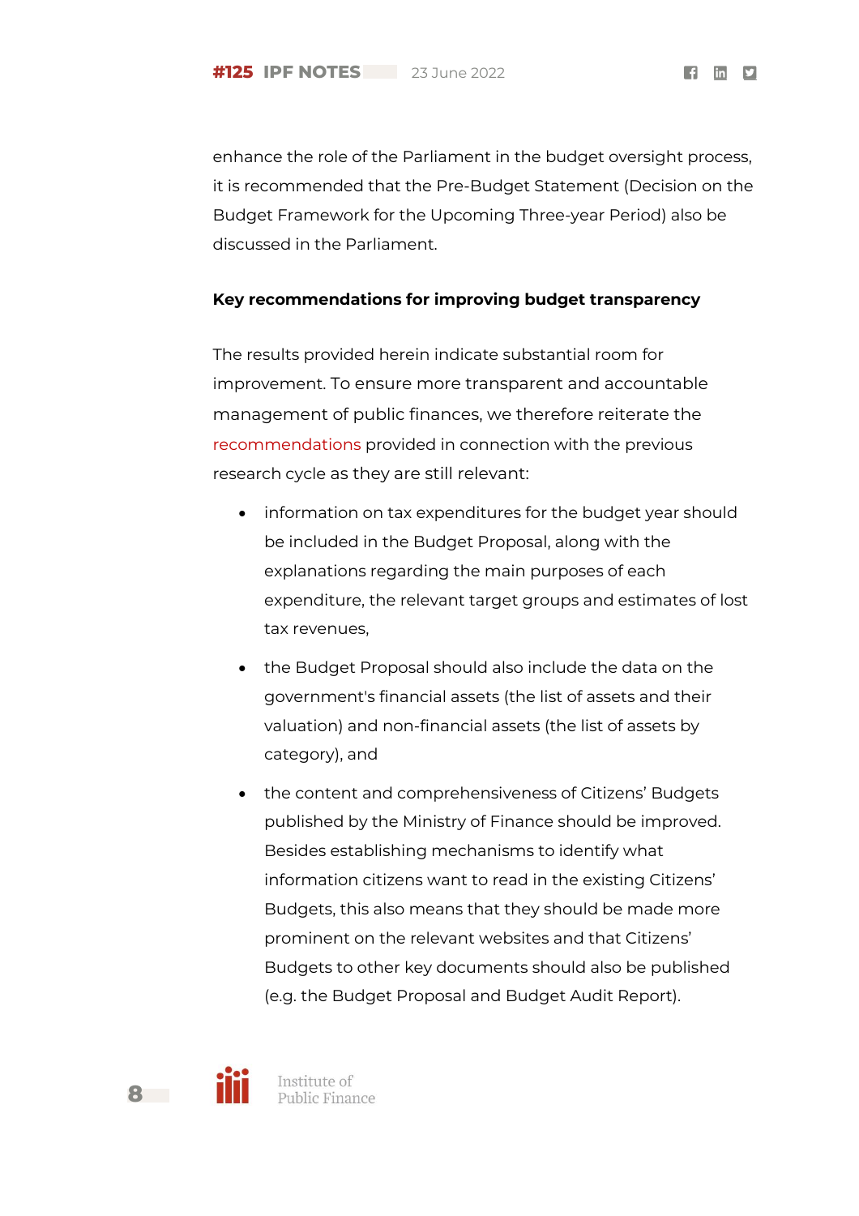enhance the role of the Parliament in the budget oversight process, it is recommended that the Pre-Budget Statement (Decision on the Budget Framework for the Upcoming Three-year Period) also be discussed in the Parliament.

**Key recommendations for improving budget transparency**

The results provided herein indicate substantial room for improvement. To ensure more transparent and accountable management of public finances, we therefore reiterate the recommendations provided in connection with the previous research cycle as they are still relevant:

- information on tax expenditures for the budget year should be included in the Budget Proposal, along with the explanations regarding the main purposes of each expenditure, the relevant target groups and estimates of lost tax revenues,
- the Budget Proposal should also include the data on the government's financial assets (the list of assets and their valuation) and non-financial assets (the list of assets by category), and
- the content and comprehensiveness of Citizens' Budgets published by the Ministry of Finance should be improved. Besides establishing mechanisms to identify what information citizens want to read in the existing Citizens' Budgets, this also means that they should be made more prominent on the relevant websites and that Citizens' Budgets to other key documents should also be published (e.g. the Budget Proposal and Budget Audit Report).